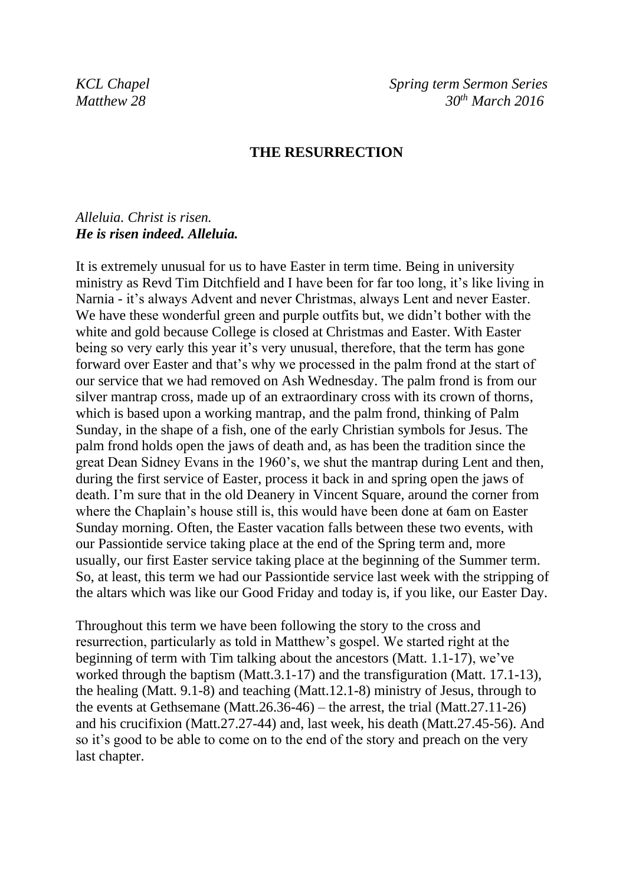*KCL Chapel* *Spring term Sermon Series*
*Matthew 28* *30th March 2016*

# THE RESURRECTION

*Alleluia. Christ is risen.*
***He is risen indeed. Alleluia.***

It is extremely unusual for us to have Easter in term time. Being in university ministry as Revd Tim Ditchfield and I have been for far too long, it's like living in Narnia - it's always Advent and never Christmas, always Lent and never Easter. We have these wonderful green and purple outfits but, we didn't bother with the white and gold because College is closed at Christmas and Easter. With Easter being so very early this year it's very unusual, therefore, that the term has gone forward over Easter and that's why we processed in the palm frond at the start of our service that we had removed on Ash Wednesday. The palm frond is from our silver mantrap cross, made up of an extraordinary cross with its crown of thorns, which is based upon a working mantrap, and the palm frond, thinking of Palm Sunday, in the shape of a fish, one of the early Christian symbols for Jesus. The palm frond holds open the jaws of death and, as has been the tradition since the great Dean Sidney Evans in the 1960's, we shut the mantrap during Lent and then, during the first service of Easter, process it back in and spring open the jaws of death. I'm sure that in the old Deanery in Vincent Square, around the corner from where the Chaplain's house still is, this would have been done at 6am on Easter Sunday morning. Often, the Easter vacation falls between these two events, with our Passiontide service taking place at the end of the Spring term and, more usually, our first Easter service taking place at the beginning of the Summer term. So, at least, this term we had our Passiontide service last week with the stripping of the altars which was like our Good Friday and today is, if you like, our Easter Day.

Throughout this term we have been following the story to the cross and resurrection, particularly as told in Matthew's gospel. We started right at the beginning of term with Tim talking about the ancestors (Matt. 1.1-17), we've worked through the baptism (Matt.3.1-17) and the transfiguration (Matt. 17.1-13), the healing (Matt. 9.1-8) and teaching (Matt.12.1-8) ministry of Jesus, through to the events at Gethsemane (Matt.26.36-46) – the arrest, the trial (Matt.27.11-26) and his crucifixion (Matt.27.27-44) and, last week, his death (Matt.27.45-56). And so it's good to be able to come on to the end of the story and preach on the very last chapter.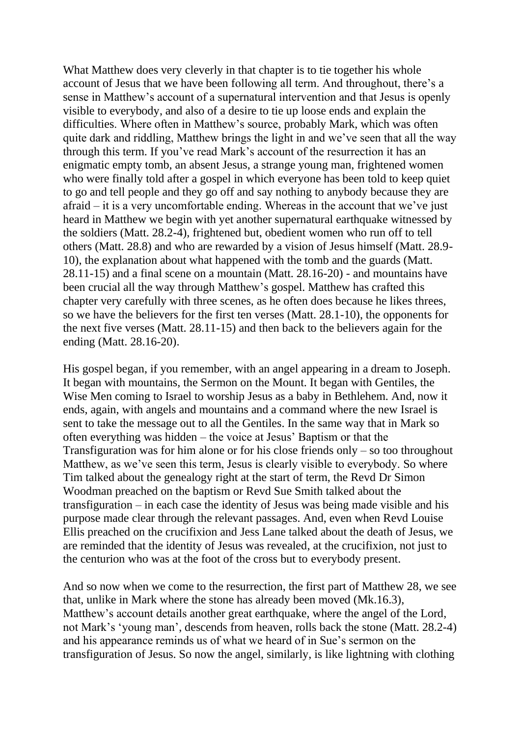What Matthew does very cleverly in that chapter is to tie together his whole account of Jesus that we have been following all term. And throughout, there's a sense in Matthew's account of a supernatural intervention and that Jesus is openly visible to everybody, and also of a desire to tie up loose ends and explain the difficulties. Where often in Matthew's source, probably Mark, which was often quite dark and riddling, Matthew brings the light in and we've seen that all the way through this term. If you've read Mark's account of the resurrection it has an enigmatic empty tomb, an absent Jesus, a strange young man, frightened women who were finally told after a gospel in which everyone has been told to keep quiet to go and tell people and they go off and say nothing to anybody because they are afraid – it is a very uncomfortable ending. Whereas in the account that we've just heard in Matthew we begin with yet another supernatural earthquake witnessed by the soldiers (Matt. 28.2-4), frightened but, obedient women who run off to tell others (Matt. 28.8) and who are rewarded by a vision of Jesus himself (Matt. 28.9-10), the explanation about what happened with the tomb and the guards (Matt. 28.11-15) and a final scene on a mountain (Matt. 28.16-20) - and mountains have been crucial all the way through Matthew's gospel. Matthew has crafted this chapter very carefully with three scenes, as he often does because he likes threes, so we have the believers for the first ten verses (Matt. 28.1-10), the opponents for the next five verses (Matt. 28.11-15) and then back to the believers again for the ending (Matt. 28.16-20).

His gospel began, if you remember, with an angel appearing in a dream to Joseph. It began with mountains, the Sermon on the Mount. It began with Gentiles, the Wise Men coming to Israel to worship Jesus as a baby in Bethlehem. And, now it ends, again, with angels and mountains and a command where the new Israel is sent to take the message out to all the Gentiles. In the same way that in Mark so often everything was hidden – the voice at Jesus' Baptism or that the Transfiguration was for him alone or for his close friends only – so too throughout Matthew, as we've seen this term, Jesus is clearly visible to everybody. So where Tim talked about the genealogy right at the start of term, the Revd Dr Simon Woodman preached on the baptism or Revd Sue Smith talked about the transfiguration – in each case the identity of Jesus was being made visible and his purpose made clear through the relevant passages. And, even when Revd Louise Ellis preached on the crucifixion and Jess Lane talked about the death of Jesus, we are reminded that the identity of Jesus was revealed, at the crucifixion, not just to the centurion who was at the foot of the cross but to everybody present.

And so now when we come to the resurrection, the first part of Matthew 28, we see that, unlike in Mark where the stone has already been moved (Mk.16.3), Matthew's account details another great earthquake, where the angel of the Lord, not Mark's 'young man', descends from heaven, rolls back the stone (Matt. 28.2-4) and his appearance reminds us of what we heard of in Sue's sermon on the transfiguration of Jesus. So now the angel, similarly, is like lightning with clothing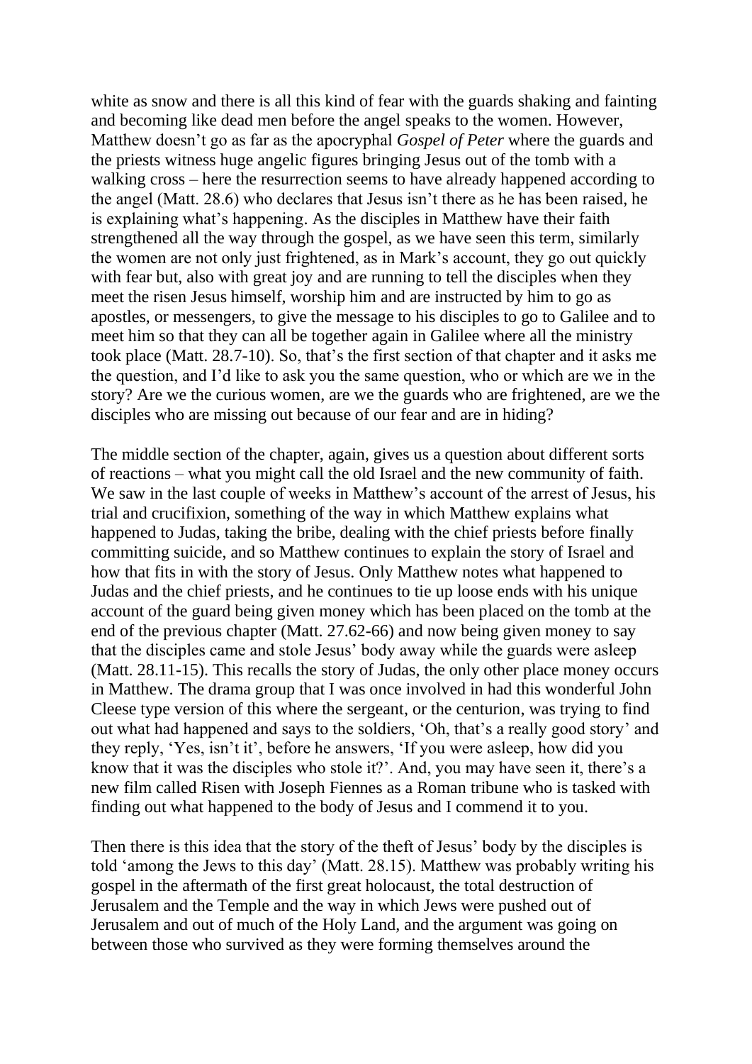white as snow and there is all this kind of fear with the guards shaking and fainting and becoming like dead men before the angel speaks to the women. However, Matthew doesn't go as far as the apocryphal *Gospel of Peter* where the guards and the priests witness huge angelic figures bringing Jesus out of the tomb with a walking cross – here the resurrection seems to have already happened according to the angel (Matt. 28.6) who declares that Jesus isn't there as he has been raised, he is explaining what's happening. As the disciples in Matthew have their faith strengthened all the way through the gospel, as we have seen this term, similarly the women are not only just frightened, as in Mark's account, they go out quickly with fear but, also with great joy and are running to tell the disciples when they meet the risen Jesus himself, worship him and are instructed by him to go as apostles, or messengers, to give the message to his disciples to go to Galilee and to meet him so that they can all be together again in Galilee where all the ministry took place (Matt. 28.7-10). So, that's the first section of that chapter and it asks me the question, and I'd like to ask you the same question, who or which are we in the story? Are we the curious women, are we the guards who are frightened, are we the disciples who are missing out because of our fear and are in hiding?

The middle section of the chapter, again, gives us a question about different sorts of reactions – what you might call the old Israel and the new community of faith. We saw in the last couple of weeks in Matthew's account of the arrest of Jesus, his trial and crucifixion, something of the way in which Matthew explains what happened to Judas, taking the bribe, dealing with the chief priests before finally committing suicide, and so Matthew continues to explain the story of Israel and how that fits in with the story of Jesus. Only Matthew notes what happened to Judas and the chief priests, and he continues to tie up loose ends with his unique account of the guard being given money which has been placed on the tomb at the end of the previous chapter (Matt. 27.62-66) and now being given money to say that the disciples came and stole Jesus' body away while the guards were asleep (Matt. 28.11-15). This recalls the story of Judas, the only other place money occurs in Matthew. The drama group that I was once involved in had this wonderful John Cleese type version of this where the sergeant, or the centurion, was trying to find out what had happened and says to the soldiers, 'Oh, that's a really good story' and they reply, 'Yes, isn't it', before he answers, 'If you were asleep, how did you know that it was the disciples who stole it?'. And, you may have seen it, there's a new film called Risen with Joseph Fiennes as a Roman tribune who is tasked with finding out what happened to the body of Jesus and I commend it to you.

Then there is this idea that the story of the theft of Jesus' body by the disciples is told 'among the Jews to this day' (Matt. 28.15). Matthew was probably writing his gospel in the aftermath of the first great holocaust, the total destruction of Jerusalem and the Temple and the way in which Jews were pushed out of Jerusalem and out of much of the Holy Land, and the argument was going on between those who survived as they were forming themselves around the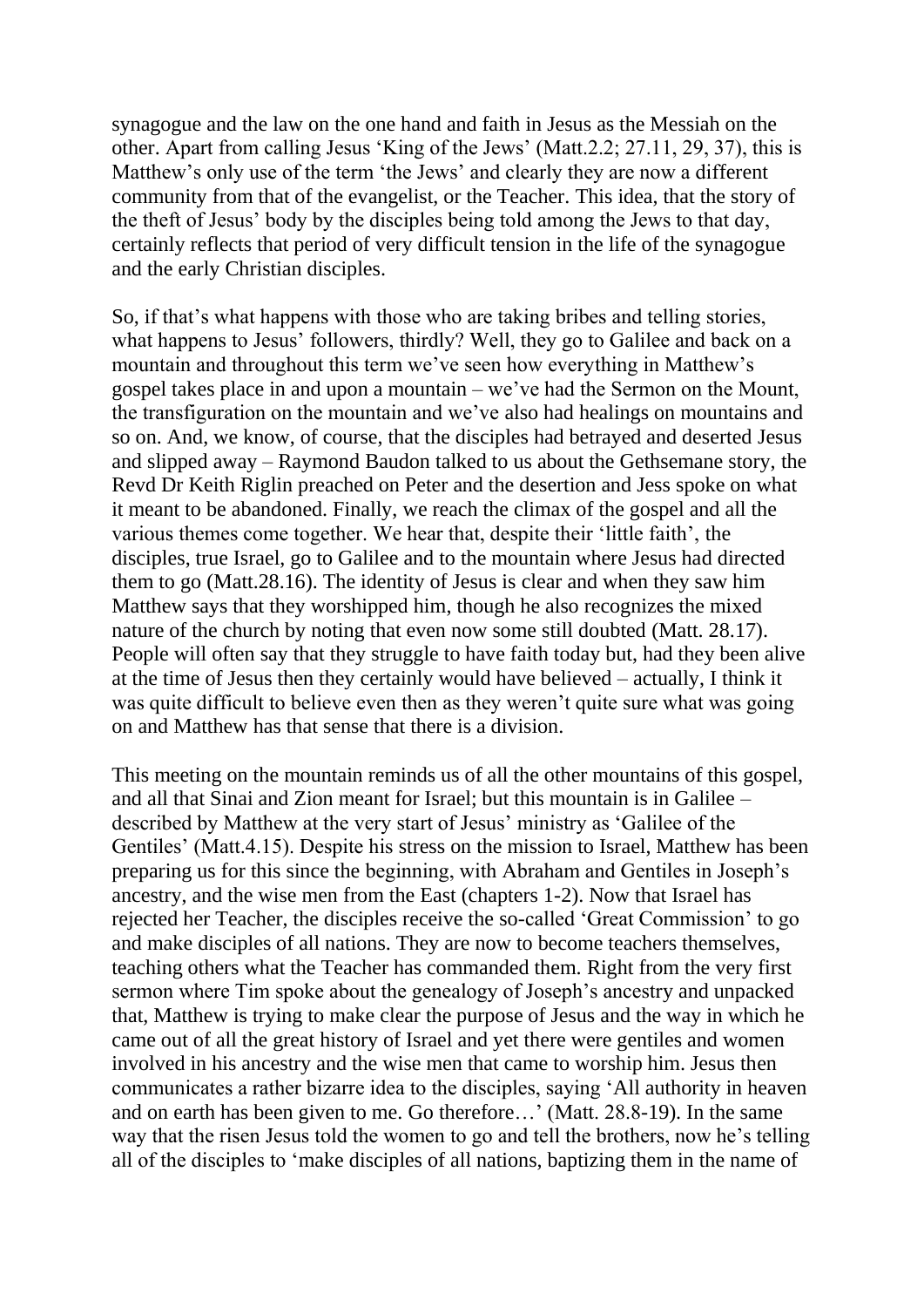synagogue and the law on the one hand and faith in Jesus as the Messiah on the other. Apart from calling Jesus 'King of the Jews' (Matt.2.2; 27.11, 29, 37), this is Matthew's only use of the term 'the Jews' and clearly they are now a different community from that of the evangelist, or the Teacher. This idea, that the story of the theft of Jesus' body by the disciples being told among the Jews to that day, certainly reflects that period of very difficult tension in the life of the synagogue and the early Christian disciples.

So, if that's what happens with those who are taking bribes and telling stories, what happens to Jesus' followers, thirdly? Well, they go to Galilee and back on a mountain and throughout this term we've seen how everything in Matthew's gospel takes place in and upon a mountain – we've had the Sermon on the Mount, the transfiguration on the mountain and we've also had healings on mountains and so on. And, we know, of course, that the disciples had betrayed and deserted Jesus and slipped away – Raymond Baudon talked to us about the Gethsemane story, the Revd Dr Keith Riglin preached on Peter and the desertion and Jess spoke on what it meant to be abandoned. Finally, we reach the climax of the gospel and all the various themes come together. We hear that, despite their 'little faith', the disciples, true Israel, go to Galilee and to the mountain where Jesus had directed them to go (Matt.28.16). The identity of Jesus is clear and when they saw him Matthew says that they worshipped him, though he also recognizes the mixed nature of the church by noting that even now some still doubted (Matt. 28.17). People will often say that they struggle to have faith today but, had they been alive at the time of Jesus then they certainly would have believed – actually, I think it was quite difficult to believe even then as they weren't quite sure what was going on and Matthew has that sense that there is a division.

This meeting on the mountain reminds us of all the other mountains of this gospel, and all that Sinai and Zion meant for Israel; but this mountain is in Galilee – described by Matthew at the very start of Jesus' ministry as 'Galilee of the Gentiles' (Matt.4.15). Despite his stress on the mission to Israel, Matthew has been preparing us for this since the beginning, with Abraham and Gentiles in Joseph's ancestry, and the wise men from the East (chapters 1-2). Now that Israel has rejected her Teacher, the disciples receive the so-called 'Great Commission' to go and make disciples of all nations. They are now to become teachers themselves, teaching others what the Teacher has commanded them. Right from the very first sermon where Tim spoke about the genealogy of Joseph's ancestry and unpacked that, Matthew is trying to make clear the purpose of Jesus and the way in which he came out of all the great history of Israel and yet there were gentiles and women involved in his ancestry and the wise men that came to worship him. Jesus then communicates a rather bizarre idea to the disciples, saying 'All authority in heaven and on earth has been given to me. Go therefore…' (Matt. 28.8-19). In the same way that the risen Jesus told the women to go and tell the brothers, now he's telling all of the disciples to 'make disciples of all nations, baptizing them in the name of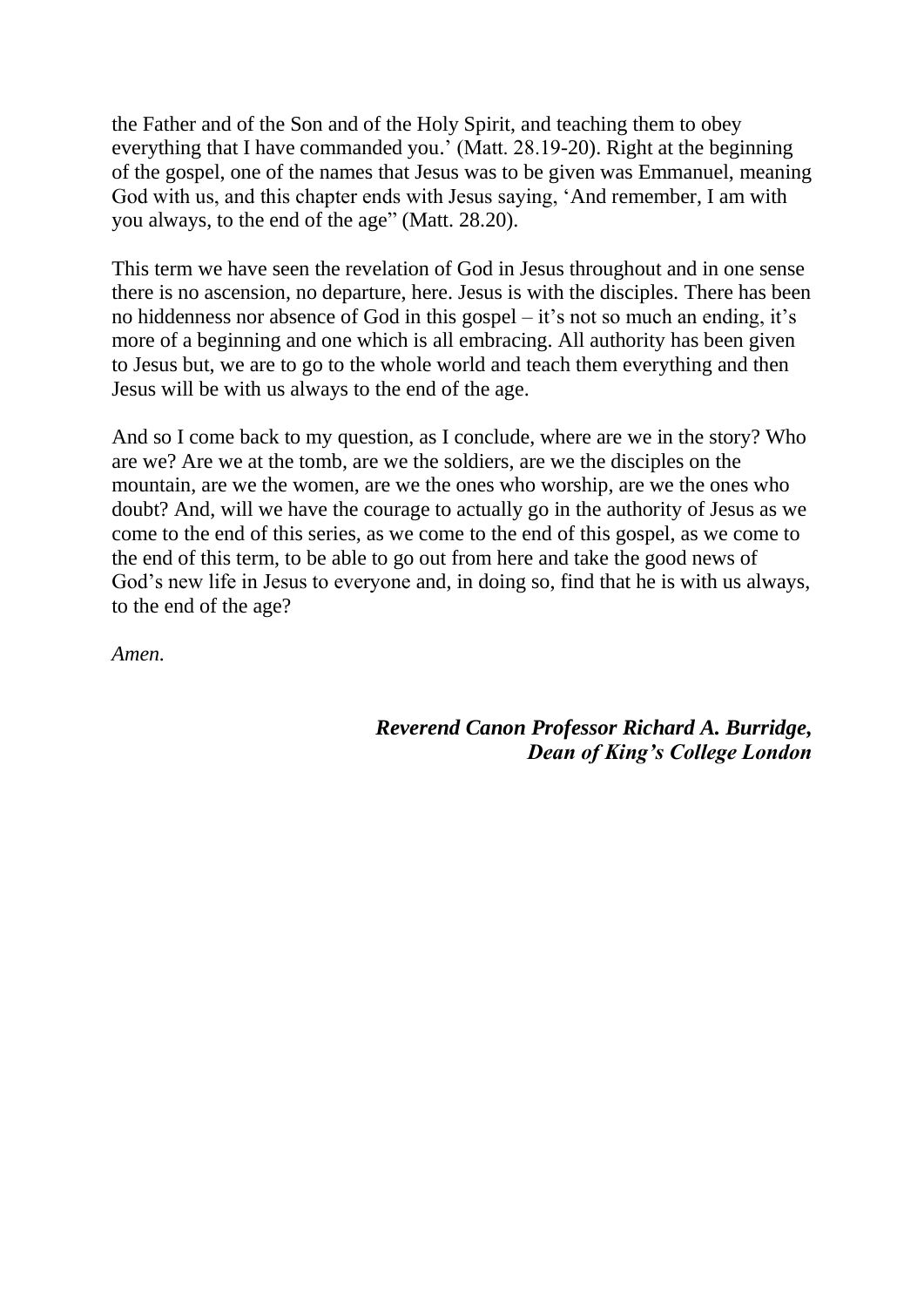the Father and of the Son and of the Holy Spirit, and teaching them to obey everything that I have commanded you.' (Matt. 28.19-20). Right at the beginning of the gospel, one of the names that Jesus was to be given was Emmanuel, meaning God with us, and this chapter ends with Jesus saying, 'And remember, I am with you always, to the end of the age" (Matt. 28.20).

This term we have seen the revelation of God in Jesus throughout and in one sense there is no ascension, no departure, here. Jesus is with the disciples. There has been no hiddenness nor absence of God in this gospel – it's not so much an ending, it's more of a beginning and one which is all embracing. All authority has been given to Jesus but, we are to go to the whole world and teach them everything and then Jesus will be with us always to the end of the age.

And so I come back to my question, as I conclude, where are we in the story? Who are we? Are we at the tomb, are we the soldiers, are we the disciples on the mountain, are we the women, are we the ones who worship, are we the ones who doubt? And, will we have the courage to actually go in the authority of Jesus as we come to the end of this series, as we come to the end of this gospel, as we come to the end of this term, to be able to go out from here and take the good news of God's new life in Jesus to everyone and, in doing so, find that he is with us always, to the end of the age?

*Amen.*

***Reverend Canon Professor Richard A. Burridge,***
***Dean of King's College London***